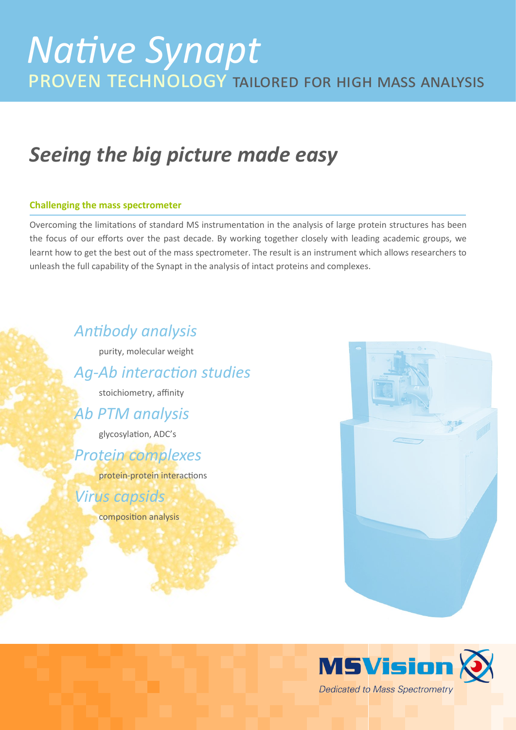# *Native Synapt*

## PROVEN TECHNOLOGY TAILORED FOR HIGH MASS ANALYSIS

## *Seeing the big picture made easy*

### Challenging the mass spectrometer

Overcoming the limitations of standard MS instrumentation in the analysis of large protein structures has been the focus of our efforts over the past decade. By working together closely with leading academic groups, we learnt how to get the best out of the mass spectrometer. The result is an instrument which allows researchers to unleash the full capability of the Synapt in the analysis of intact proteins and complexes.

*Antibody analysis*

purity, molecular weight

*Ag-Ab interaction studies*

stoichiometry, affinity

*Ab PTM analysis*

glycosylation, ADC's

*Protein complexes*

protein-protein interactions

*Virus capsids*

composition analysis

MSVision

*Dedicated to Mass Spectrometry*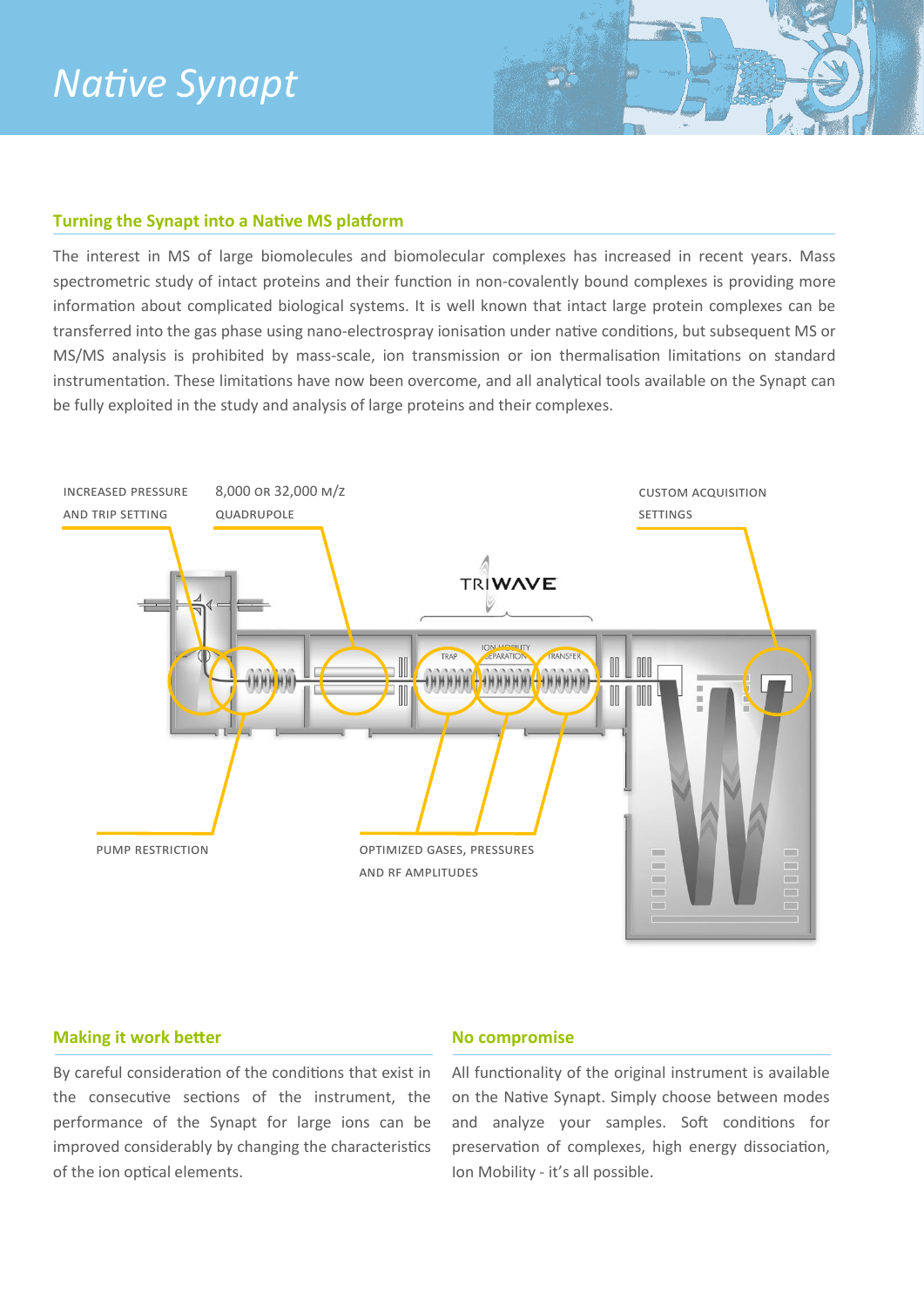# Native Synapt

## Turning the Synapt into a Native MS platform

The interest in MS of large biomolecules and biomolecular complexes has increased in recent years. Mass spectrometric study of intact proteins and their function in non-covalently bound complexes is providing more information about complicated biological systems. It is well known that intact large protein complexes can be transferred into the gas phase using nano-electrospray ionisation under native conditions, but subsequent MS or MS/MS analysis is prohibited by mass-scale, ion transmission or ion thermalisation limitations on standard instrumentation. These limitations have now been overcome, and all analytical tools available on the Synapt can be fully exploited in the study and analysis of large proteins and their complexes.

INCREASED PRESSURE AND TRIP SETTING

8,000 OR 32,000 M/Z QUADRUPOLE

CUSTOM ACQUISITION SETTINGS

TRIWAVE

TRAP

ION MOBILITY SEPARATION

TRANSFER

PUMP RESTRICTION

OPTIMIZED GASES, PRESSURES AND RF AMPLITUDES

## Making it work better

By careful consideration of the conditions that exist in the consecutive sections of the instrument, the performance of the Synapt for large ions can be improved considerably by changing the characteristics of the ion optical elements.

## No compromise

All functionality of the original instrument is available on the Native Synapt. Simply choose between modes and analyze your samples. Soft conditions for preservation of complexes, high energy dissociation, Ion Mobility - it's all possible.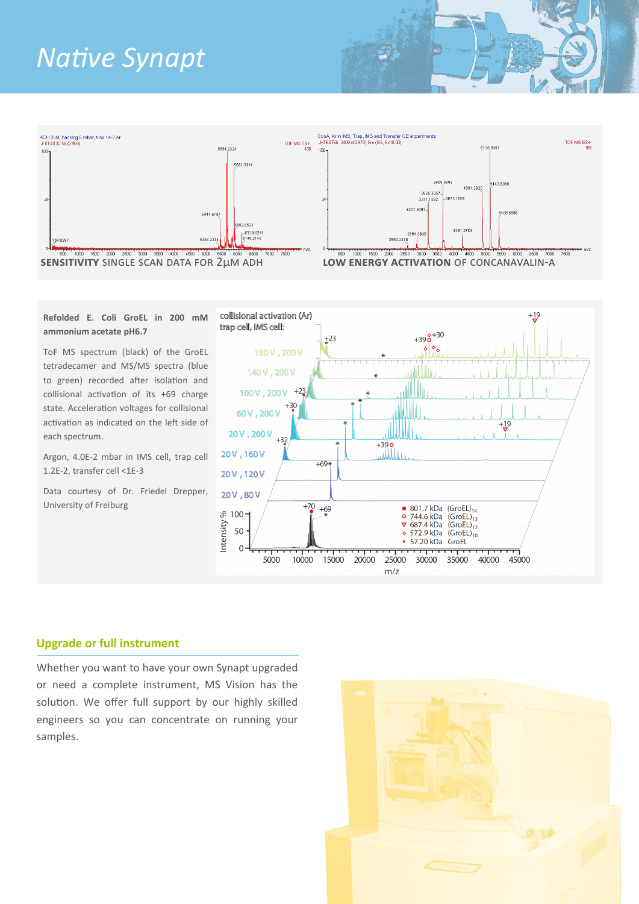# Native Synapt

**SENSITIVITY** SINGLE SCAN DATA FOR 2µM ADH

**LOW ENERGY ACTIVATION** OF CONCANAVALIN-A

**Refolded E. Coli GroEL in 200 mM ammonium acetate pH6.7**

ToF MS spectrum (black) of the GroEL tetradecamer and MS/MS spectra (blue to green) recorded after isolation and collisional activation of its +69 charge state. Acceleration voltages for collisional activation as indicated on the left side of each spectrum.

Argon, 4.0E-2 mbar in IMS cell, trap cell 1.2E-2, transfer cell <1E-3

Data courtesy of Dr. Friedel Drepper, University of Freiburg

## Upgrade or full instrument

Whether you want to have your own Synapt upgraded or need a complete instrument, MS Vision has the solution. We offer full support by our highly skilled engineers so you can concentrate on running your samples.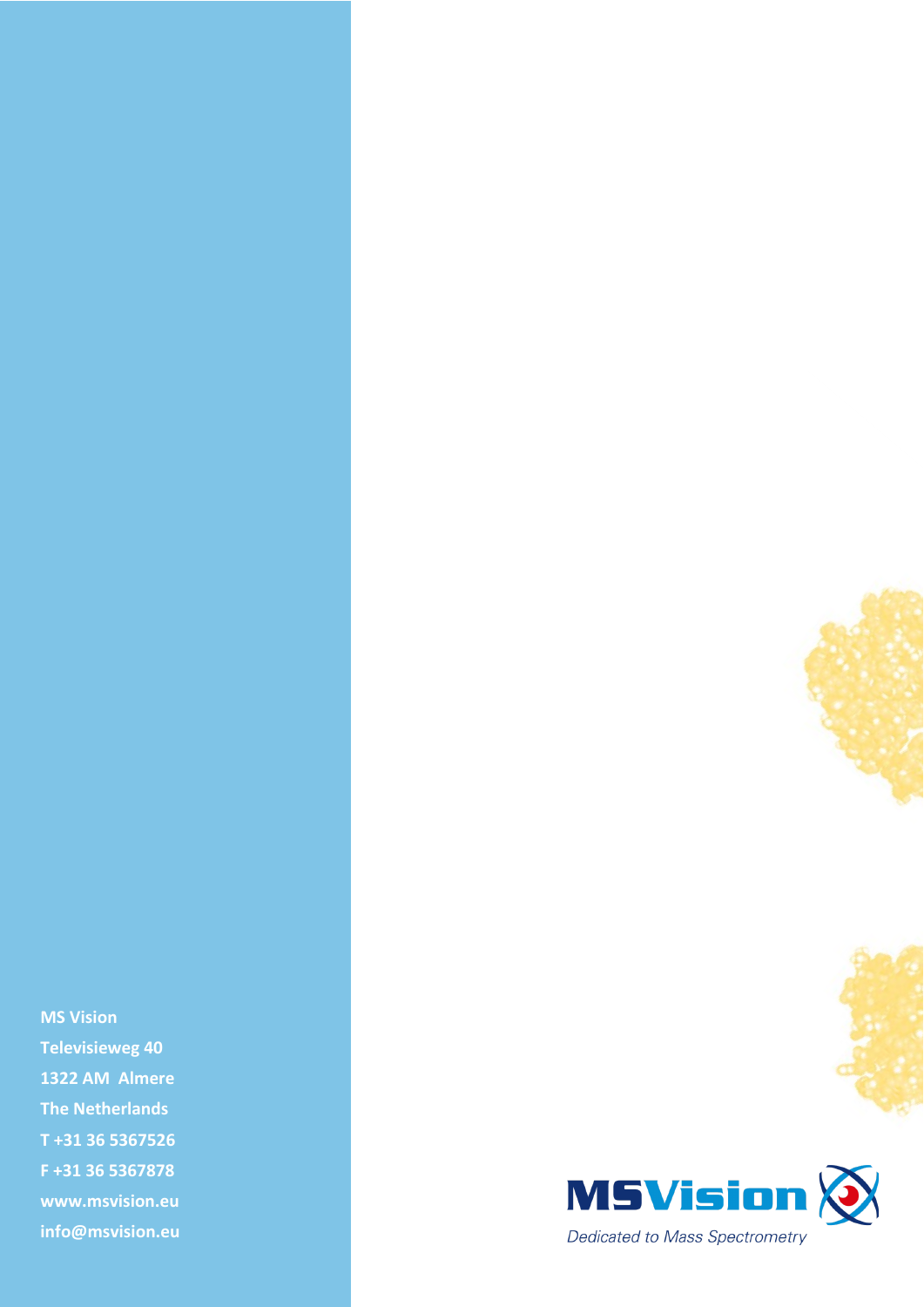**MS Vision**
**Televisieweg 40**
**1322 AM  Almere**
**The Netherlands**
**T +31 36 5367526**
**F +31 36 5367878**
**www.msvision.eu**
**info@msvision.eu**

MSVision

*Dedicated to Mass Spectrometry*